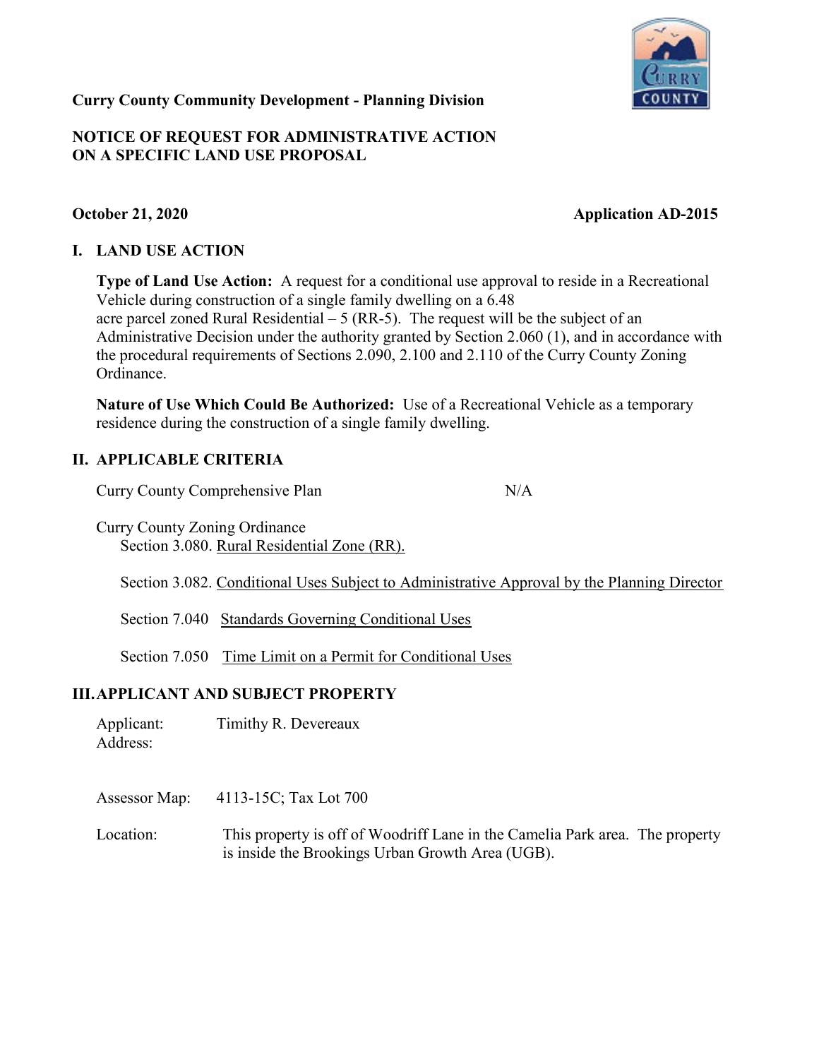**Curry County Community Development - Planning Division**

**NOTICE OF REQUEST FOR ADMINISTRATIVE ACTION ON A SPECIFIC LAND USE PROPOSAL**

**October 21, 2020** **Application AD-2015**

## I. LAND USE ACTION

**Type of Land Use Action:** A request for a conditional use approval to reside in a Recreational Vehicle during construction of a single family dwelling on a 6.48 acre parcel zoned Rural Residential – 5 (RR-5). The request will be the subject of an Administrative Decision under the authority granted by Section 2.060 (1), and in accordance with the procedural requirements of Sections 2.090, 2.100 and 2.110 of the Curry County Zoning Ordinance.

**Nature of Use Which Could Be Authorized:** Use of a Recreational Vehicle as a temporary residence during the construction of a single family dwelling.

## II. APPLICABLE CRITERIA

Curry County Comprehensive Plan N/A

Curry County Zoning Ordinance

Section 3.080. Rural Residential Zone (RR).

Section 3.082. Conditional Uses Subject to Administrative Approval by the Planning Director

Section 7.040 Standards Governing Conditional Uses

Section 7.050 Time Limit on a Permit for Conditional Uses

## III. APPLICANT AND SUBJECT PROPERTY

Applicant: Timithy R. Devereaux

Address:

Assessor Map: 4113-15C; Tax Lot 700

Location: This property is off of Woodriff Lane in the Camelia Park area. The property is inside the Brookings Urban Growth Area (UGB).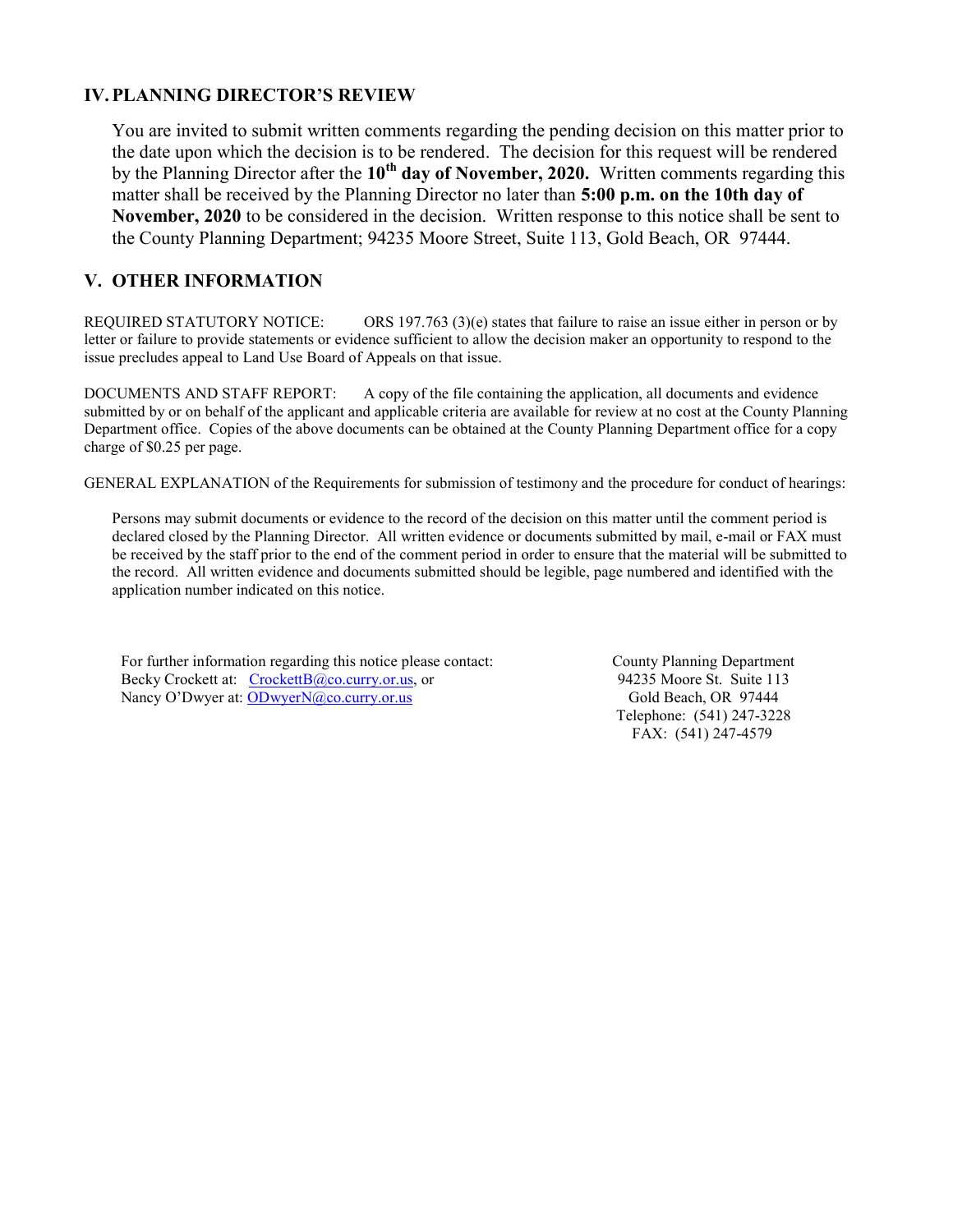## IV. PLANNING DIRECTOR'S REVIEW

You are invited to submit written comments regarding the pending decision on this matter prior to the date upon which the decision is to be rendered. The decision for this request will be rendered by the Planning Director after the **10th day of November, 2020.** Written comments regarding this matter shall be received by the Planning Director no later than **5:00 p.m. on the 10th day of November, 2020** to be considered in the decision. Written response to this notice shall be sent to the County Planning Department; 94235 Moore Street, Suite 113, Gold Beach, OR 97444.

## V. OTHER INFORMATION

REQUIRED STATUTORY NOTICE: ORS 197.763 (3)(e) states that failure to raise an issue either in person or by letter or failure to provide statements or evidence sufficient to allow the decision maker an opportunity to respond to the issue precludes appeal to Land Use Board of Appeals on that issue.

DOCUMENTS AND STAFF REPORT: A copy of the file containing the application, all documents and evidence submitted by or on behalf of the applicant and applicable criteria are available for review at no cost at the County Planning Department office. Copies of the above documents can be obtained at the County Planning Department office for a copy charge of $0.25 per page.

GENERAL EXPLANATION of the Requirements for submission of testimony and the procedure for conduct of hearings:

Persons may submit documents or evidence to the record of the decision on this matter until the comment period is declared closed by the Planning Director. All written evidence or documents submitted by mail, e-mail or FAX must be received by the staff prior to the end of the comment period in order to ensure that the material will be submitted to the record. All written evidence and documents submitted should be legible, page numbered and identified with the application number indicated on this notice.

For further information regarding this notice please contact:
Becky Crockett at: CrockettB@co.curry.or.us, or
Nancy O'Dwyer at: ODwyerN@co.curry.or.us

County Planning Department
94235 Moore St. Suite 113
Gold Beach, OR 97444
Telephone: (541) 247-3228
FAX: (541) 247-4579